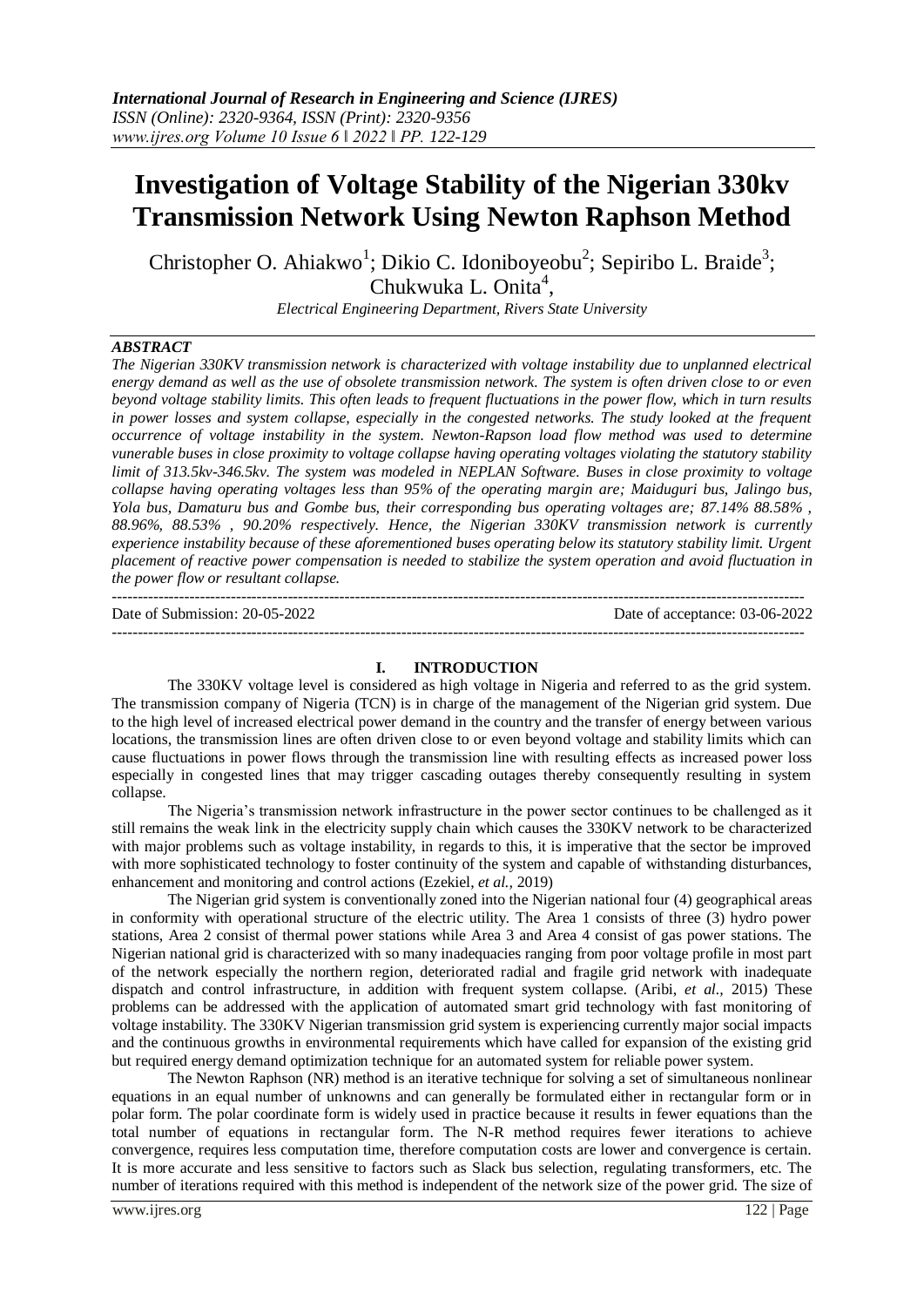# Investigation of Voltage Stability of the Nigerian 330kv Transmission Network Using Newton Raphson Method

Christopher O. Ahiakwo[1]; Dikio C. Idoniboyeobu[2]; Sepiribo L. Braide[3]; Chukwuka L. Onita[4],

*Electrical Engineering Department, Rivers State University*

## ABSTRACT

*The Nigerian 330KV transmission network is characterized with voltage instability due to unplanned electrical energy demand as well as the use of obsolete transmission network. The system is often driven close to or even beyond voltage stability limits. This often leads to frequent fluctuations in the power flow, which in turn results in power losses and system collapse, especially in the congested networks. The study looked at the frequent occurrence of voltage instability in the system. Newton-Raphson load flow method was used to determine vunerable buses in close proximity to voltage collapse having operating voltages violating the statutory stability limit of 313.5kv-346.5kv. The system was modeled in NEPLAN Software. Buses in close proximity to voltage collapse having operating voltages less than 95% of the operating margin are; Maiduguri bus, Jalingo bus, Yola bus, Damaturu bus and Gombe bus, their corresponding bus operating voltages are; 87.14% 88.58% , 88.96%, 88.53% , 90.20% respectively. Hence, the Nigerian 330KV transmission network is currently experience instability because of these aforementioned buses operating below its statutory stability limit. Urgent placement of reactive power compensation is needed to stabilize the system operation and avoid fluctuation in the power flow or resultant collapse.*

---

Date of Submission: 20-05-2022 | Date of acceptance: 03-06-2022

---

## I. INTRODUCTION

The 330KV voltage level is considered as high voltage in Nigeria and referred to as the grid system. The transmission company of Nigeria (TCN) is in charge of the management of the Nigerian grid system. Due to the high level of increased electrical power demand in the country and the transfer of energy between various locations, the transmission lines are often driven close to or even beyond voltage and stability limits which can cause fluctuations in power flows through the transmission line with resulting effects as increased power loss especially in congested lines that may trigger cascading outages thereby consequently resulting in system collapse.

The Nigeria's transmission network infrastructure in the power sector continues to be challenged as it still remains the weak link in the electricity supply chain which causes the 330KV network to be characterized with major problems such as voltage instability, in regards to this, it is imperative that the sector be improved with more sophisticated technology to foster continuity of the system and capable of withstanding disturbances, enhancement and monitoring and control actions (Ezekiel, *et al.*, 2019)

The Nigerian grid system is conventionally zoned into the Nigerian national four (4) geographical areas in conformity with operational structure of the electric utility. The Area 1 consists of three (3) hydro power stations, Area 2 consist of thermal power stations while Area 3 and Area 4 consist of gas power stations. The Nigerian national grid is characterized with so many inadequacies ranging from poor voltage profile in most part of the network especially the northern region, deteriorated radial and fragile grid network with inadequate dispatch and control infrastructure, in addition with frequent system collapse. (Aribi, *et al.*, 2015) These problems can be addressed with the application of automated smart grid technology with fast monitoring of voltage instability. The 330KV Nigerian transmission grid system is experiencing currently major social impacts and the continuous growths in environmental requirements which have called for expansion of the existing grid but required energy demand optimization technique for an automated system for reliable power system.

The Newton Raphson (NR) method is an iterative technique for solving a set of simultaneous nonlinear equations in an equal number of unknowns and can generally be formulated either in rectangular form or in polar form. The polar coordinate form is widely used in practice because it results in fewer equations than the total number of equations in rectangular form. The N-R method requires fewer iterations to achieve convergence, requires less computation time, therefore computation costs are lower and convergence is certain. It is more accurate and less sensitive to factors such as Slack bus selection, regulating transformers, etc. The number of iterations required with this method is independent of the network size of the power grid. The size of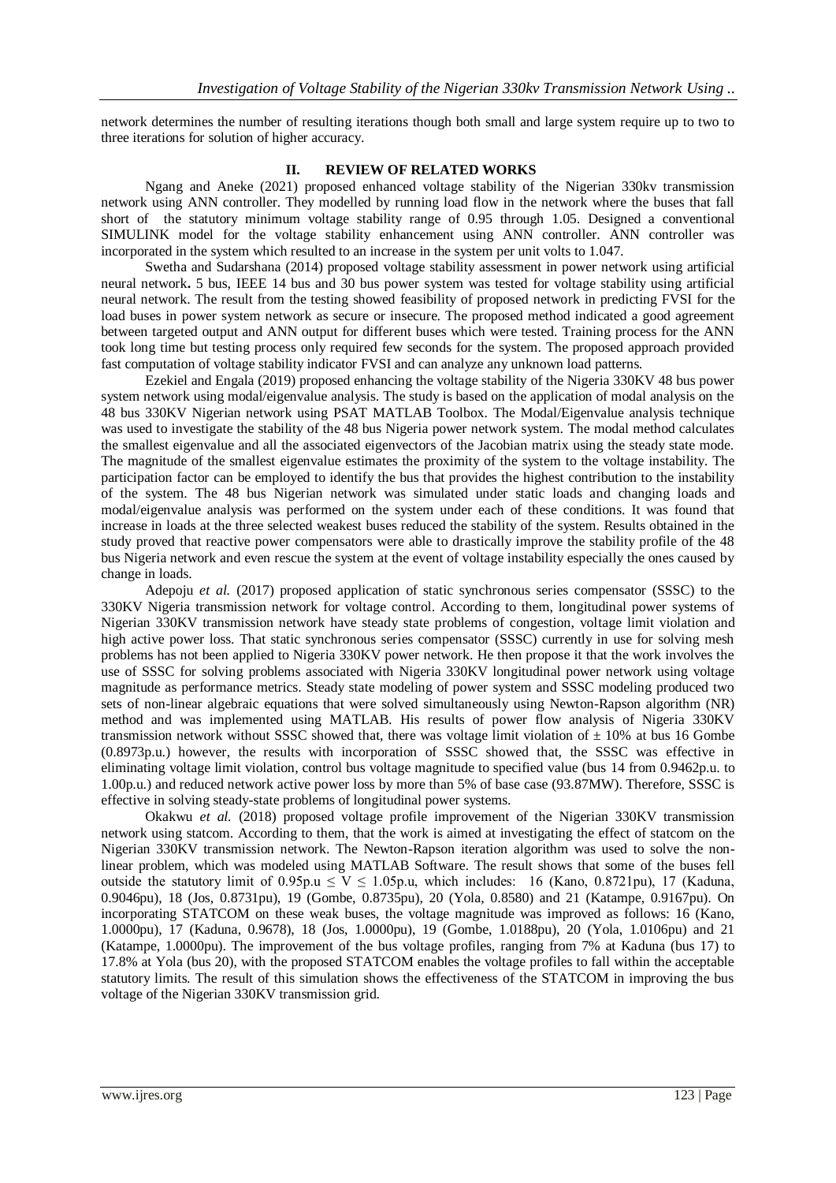network determines the number of resulting iterations though both small and large system require up to two to three iterations for solution of higher accuracy.

## II. REVIEW OF RELATED WORKS

Ngang and Aneke (2021) proposed enhanced voltage stability of the Nigerian 330kv transmission network using ANN controller. They modelled by running load flow in the network where the buses that fall short of the statutory minimum voltage stability range of 0.95 through 1.05. Designed a conventional SIMULINK model for the voltage stability enhancement using ANN controller. ANN controller was incorporated in the system which resulted to an increase in the system per unit volts to 1.047.

Swetha and Sudarshana (2014) proposed voltage stability assessment in power network using artificial neural network**.** 5 bus, IEEE 14 bus and 30 bus power system was tested for voltage stability using artificial neural network. The result from the testing showed feasibility of proposed network in predicting FVSI for the load buses in power system network as secure or insecure. The proposed method indicated a good agreement between targeted output and ANN output for different buses which were tested. Training process for the ANN took long time but testing process only required few seconds for the system. The proposed approach provided fast computation of voltage stability indicator FVSI and can analyze any unknown load patterns.

Ezekiel and Engala (2019) proposed enhancing the voltage stability of the Nigeria 330KV 48 bus power system network using modal/eigenvalue analysis. The study is based on the application of modal analysis on the 48 bus 330KV Nigerian network using PSAT MATLAB Toolbox. The Modal/Eigenvalue analysis technique was used to investigate the stability of the 48 bus Nigeria power network system. The modal method calculates the smallest eigenvalue and all the associated eigenvectors of the Jacobian matrix using the steady state mode. The magnitude of the smallest eigenvalue estimates the proximity of the system to the voltage instability. The participation factor can be employed to identify the bus that provides the highest contribution to the instability of the system. The 48 bus Nigerian network was simulated under static loads and changing loads and modal/eigenvalue analysis was performed on the system under each of these conditions. It was found that increase in loads at the three selected weakest buses reduced the stability of the system. Results obtained in the study proved that reactive power compensators were able to drastically improve the stability profile of the 48 bus Nigeria network and even rescue the system at the event of voltage instability especially the ones caused by change in loads.

Adepoju *et al.* (2017) proposed application of static synchronous series compensator (SSSC) to the 330KV Nigeria transmission network for voltage control. According to them, longitudinal power systems of Nigerian 330KV transmission network have steady state problems of congestion, voltage limit violation and high active power loss. That static synchronous series compensator (SSSC) currently in use for solving mesh problems has not been applied to Nigeria 330KV power network. He then propose it that the work involves the use of SSSC for solving problems associated with Nigeria 330KV longitudinal power network using voltage magnitude as performance metrics. Steady state modeling of power system and SSSC modeling produced two sets of non-linear algebraic equations that were solved simultaneously using Newton-Raphson algorithm (NR) method and was implemented using MATLAB. His results of power flow analysis of Nigeria 330KV transmission network without SSSC showed that, there was voltage limit violation of $\pm$ 10% at bus 16 Gombe (0.8973p.u.) however, the results with incorporation of SSSC showed that, the SSSC was effective in eliminating voltage limit violation, control bus voltage magnitude to specified value (bus 14 from 0.9462p.u. to 1.00p.u.) and reduced network active power loss by more than 5% of base case (93.87MW). Therefore, SSSC is effective in solving steady-state problems of longitudinal power systems.

Okakwu *et al.* (2018) proposed voltage profile improvement of the Nigerian 330KV transmission network using statcom. According to them, that the work is aimed at investigating the effect of statcom on the Nigerian 330KV transmission network. The Newton-Raphson iteration algorithm was used to solve the non-linear problem, which was modeled using MATLAB Software. The result shows that some of the buses fell outside the statutory limit of $0.95\text{p.u} \leq V \leq 1.05\text{p.u}$, which includes: 16 (Kano, 0.8721pu), 17 (Kaduna, 0.9046pu), 18 (Jos, 0.8731pu), 19 (Gombe, 0.8735pu), 20 (Yola, 0.8580) and 21 (Katampe, 0.9167pu). On incorporating STATCOM on these weak buses, the voltage magnitude was improved as follows: 16 (Kano, 1.0000pu), 17 (Kaduna, 0.9678), 18 (Jos, 1.0000pu), 19 (Gombe, 1.0188pu), 20 (Yola, 1.0106pu) and 21 (Katampe, 1.0000pu). The improvement of the bus voltage profiles, ranging from 7% at Kaduna (bus 17) to 17.8% at Yola (bus 20), with the proposed STATCOM enables the voltage profiles to fall within the acceptable statutory limits. The result of this simulation shows the effectiveness of the STATCOM in improving the bus voltage of the Nigerian 330KV transmission grid.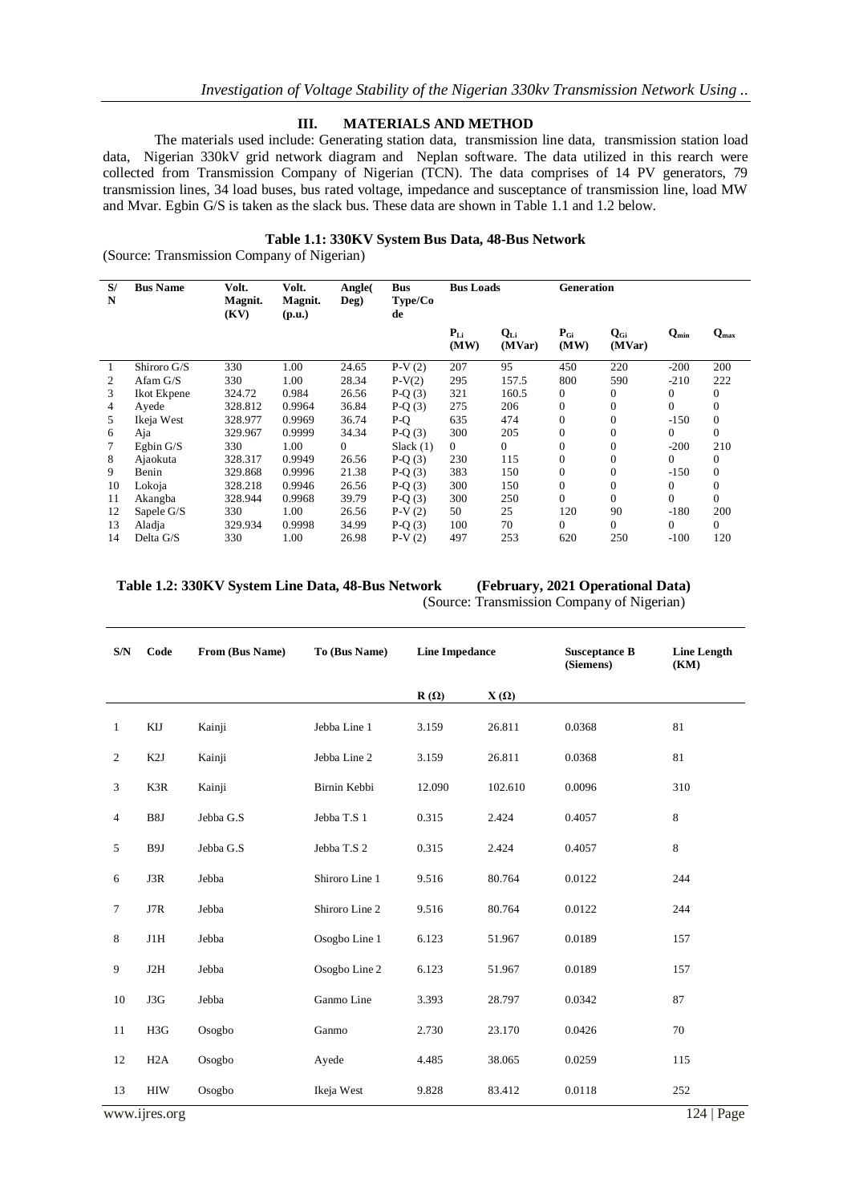## III. MATERIALS AND METHOD

The materials used include: Generating station data, transmission line data, transmission station load data, Nigerian 330kV grid network diagram and Neplan software. The data utilized in this rearch were collected from Transmission Company of Nigerian (TCN). The data comprises of 14 PV generators, 79 transmission lines, 34 load buses, bus rated voltage, impedance and susceptance of transmission line, load MW and Mvar. Egbin G/S is taken as the slack bus. These data are shown in Table 1.1 and 1.2 below.

**Table 1.1: 330KV System Bus Data, 48-Bus Network**

(Source: Transmission Company of Nigerian)

| S/N | Bus Name | Volt. Magnit. (KV) | Volt. Magnit. (p.u.) | Angle( Deg) | Bus Type/Code | Bus Loads | | Generation | | | |
|---|---|---|---|---|---|---|---|---|---|---|---|
| | | | | | | $P_{Li}$ (MW) | $Q_{Li}$ (MVar) | $P_{Gi}$ (MW) | $Q_{Gi}$ (MVar) | $Q_{min}$ | $Q_{max}$ |
| 1 | Shiroro G/S | 330 | 1.00 | 24.65 | P-V (2) | 207 | 95 | 450 | 220 | -200 | 200 |
| 2 | Afam G/S | 330 | 1.00 | 28.34 | P-V(2) | 295 | 157.5 | 800 | 590 | -210 | 222 |
| 3 | Ikot Ekpene | 324.72 | 0.984 | 26.56 | P-Q (3) | 321 | 160.5 | 0 | 0 | 0 | 0 |
| 4 | Ayede | 328.812 | 0.9964 | 36.84 | P-Q (3) | 275 | 206 | 0 | 0 | 0 | 0 |
| 5 | Ikeja West | 328.977 | 0.9969 | 36.74 | P-Q | 635 | 474 | 0 | 0 | -150 | 0 |
| 6 | Aja | 329.967 | 0.9999 | 34.34 | P-Q (3) | 300 | 205 | 0 | 0 | 0 | 0 |
| 7 | Egbin G/S | 330 | 1.00 | 0 | Slack (1) | 0 | 0 | 0 | 0 | -200 | 210 |
| 8 | Ajaokuta | 328.317 | 0.9949 | 26.56 | P-Q (3) | 230 | 115 | 0 | 0 | 0 | 0 |
| 9 | Benin | 329.868 | 0.9996 | 21.38 | P-Q (3) | 383 | 150 | 0 | 0 | -150 | 0 |
| 10 | Lokoja | 328.218 | 0.9946 | 26.56 | P-Q (3) | 300 | 150 | 0 | 0 | 0 | 0 |
| 11 | Akangba | 328.944 | 0.9968 | 39.79 | P-Q (3) | 300 | 250 | 0 | 0 | 0 | 0 |
| 12 | Sapele G/S | 330 | 1.00 | 26.56 | P-V (2) | 50 | 25 | 120 | 90 | -180 | 200 |
| 13 | Aladja | 329.934 | 0.9998 | 34.99 | P-Q (3) | 100 | 70 | 0 | 0 | 0 | 0 |
| 14 | Delta G/S | 330 | 1.00 | 26.98 | P-V (2) | 497 | 253 | 620 | 250 | -100 | 120 |

**Table 1.2: 330KV System Line Data, 48-Bus Network (February, 2021 Operational Data)**

(Source: Transmission Company of Nigerian)

| S/N | Code | From (Bus Name) | To (Bus Name) | Line Impedance | | Susceptance B (Siemens) | Line Length (KM) |
|---|---|---|---|---|---|---|---|
| | | | | R (Ω) | X (Ω) | | |
| 1 | KIJ | Kainji | Jebba Line 1 | 3.159 | 26.811 | 0.0368 | 81 |
| 2 | K2J | Kainji | Jebba Line 2 | 3.159 | 26.811 | 0.0368 | 81 |
| 3 | K3R | Kainji | Birnin Kebbi | 12.090 | 102.610 | 0.0096 | 310 |
| 4 | B8J | Jebba G.S | Jebba T.S 1 | 0.315 | 2.424 | 0.4057 | 8 |
| 5 | B9J | Jebba G.S | Jebba T.S 2 | 0.315 | 2.424 | 0.4057 | 8 |
| 6 | J3R | Jebba | Shiroro Line 1 | 9.516 | 80.764 | 0.0122 | 244 |
| 7 | J7R | Jebba | Shiroro Line 2 | 9.516 | 80.764 | 0.0122 | 244 |
| 8 | J1H | Jebba | Osogbo Line 1 | 6.123 | 51.967 | 0.0189 | 157 |
| 9 | J2H | Jebba | Osogbo Line 2 | 6.123 | 51.967 | 0.0189 | 157 |
| 10 | J3G | Jebba | Ganmo Line | 3.393 | 28.797 | 0.0342 | 87 |
| 11 | H3G | Osogbo | Ganmo | 2.730 | 23.170 | 0.0426 | 70 |
| 12 | H2A | Osogbo | Ayede | 4.485 | 38.065 | 0.0259 | 115 |
| 13 | HIW | Osogbo | Ikeja West | 9.828 | 83.412 | 0.0118 | 252 |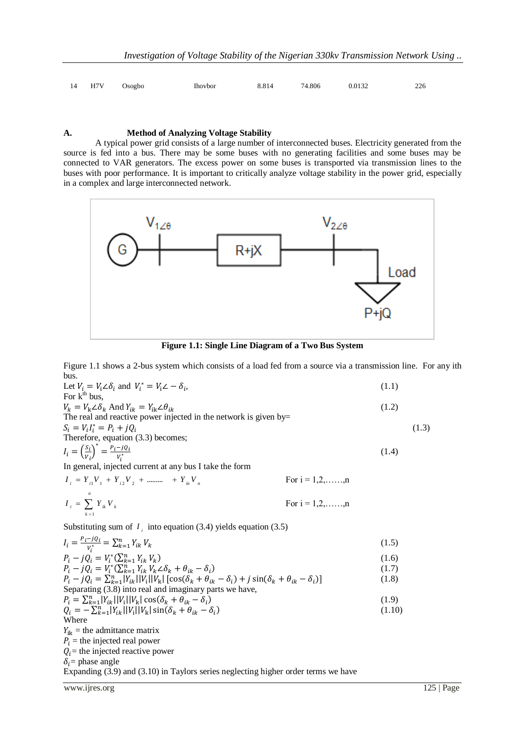| 14 | H7V | Osogbo | Ihovbor | 8.814 | 74.806 | 0.0132 | 226 |
|---|---|---|---|---|---|---|---|

### A. Method of Analyzing Voltage Stability

A typical power grid consists of a large number of interconnected buses. Electricity generated from the source is fed into a bus. There may be some buses with no generating facilities and some buses may be connected to VAR generators. The excess power on some buses is transported via transmission lines to the buses with poor performance. It is important to critically analyze voltage stability in the power grid, especially in a complex and large interconnected network.

**Figure 1.1: Single Line Diagram of a Two Bus System**

Figure 1.1 shows a 2-bus system which consists of a load fed from a source via a transmission line. For any ith bus.

Let $V_i = V_i\angle\delta_i$ and $V_i^* = V_i\angle-\delta_i$, (1.1)

For k[th] bus,

$V_k = V_k\angle\delta_k$ And $Y_{ik} = Y_{ik}\angle\theta_{ik}$ (1.2)

The real and reactive power injected in the network is given by=

$S_i = V_i I_i^* = P_i + jQ_i$ (1.3)

Therefore, equation (3.3) becomes;

$I_i = \left(\frac{S_i}{V_i}\right)^* = \frac{P_i - jQ_i}{V_i^*}$ (1.4)

In general, injected current at any bus I take the form

$I_i = Y_{i1}V_1 + Y_{i2}V_2 + \dots\dots + Y_{in}V_n$ For i = 1,2,……,n

$I_i = \sum_{k=1}^{n} Y_{ik}V_k$ For i = 1,2,……,n

Substituting sum of $I_i$ into equation (3.4) yields equation (3.5)

$I_i = \frac{P_i - jQ_i}{V_i^*} = \sum_{k=1}^{n} Y_{ik}V_k$ (1.5)

$P_i - jQ_i = V_i^*(\sum_{k=1}^{n} Y_{ik}V_k)$ (1.6)

$P_i - jQ_i = V_i^*(\sum_{k=1}^{n} Y_{ik}V_k\angle\delta_k + \theta_{ik} - \delta_i)$ (1.7)

$P_i - jQ_i = \sum_{k=1}^{n}|Y_{ik}||V_i||V_k|\,[\cos(\delta_k + \theta_{ik} - \delta_i) + j\sin(\delta_k + \theta_{ik} - \delta_i)]$ (1.8)

Separating (3.8) into real and imaginary parts we have,

$P_i = \sum_{k=1}^{n}|Y_{ik}||V_i||V_k|\cos(\delta_k + \theta_{ik} - \delta_i)$ (1.9)

$Q_i = -\sum_{k=1}^{n}|Y_{ik}||V_i||V_k|\sin(\delta_k + \theta_{ik} - \delta_i)$ (1.10)

Where

$Y_{ik}$ = the admittance matrix

$P_i$ = the injected real power

$Q_i$ = the injected reactive power

$\delta_i$ = phase angle

Expanding (3.9) and (3.10) in Taylors series neglecting higher order terms we have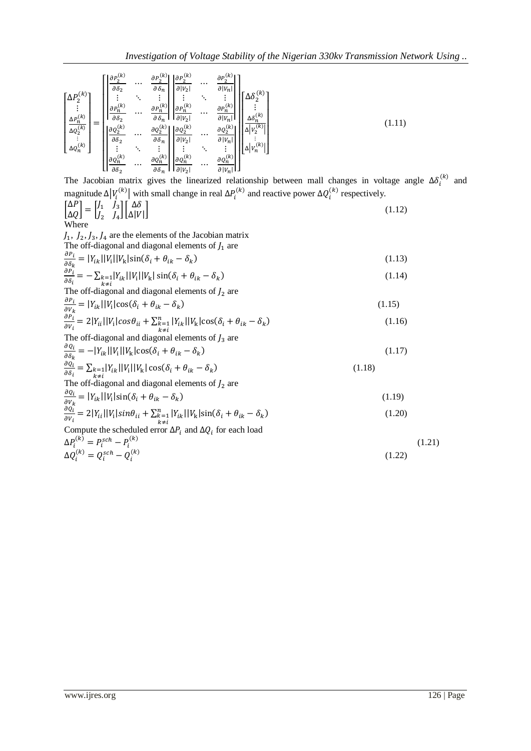$$
\begin{bmatrix} \Delta P_2^{(k)} \\ \vdots \\ \Delta P_n^{(k)} \\ \Delta Q_2^{(k)} \\ \vdots \\ \Delta Q_n^{(k)} \end{bmatrix} = \begin{bmatrix} \begin{vmatrix} \frac{\partial P_2^{(k)}}{\partial \delta_2} & \cdots & \frac{\partial P_2^{(k)}}{\partial \delta_n} \\ \vdots & \ddots & \vdots \\ \frac{\partial P_n^{(k)}}{\partial \delta_2} & \cdots & \frac{\partial P_n^{(k)}}{\partial \delta_n} \end{vmatrix} & \begin{vmatrix} \frac{\partial P_2^{(k)}}{\partial |V_2|} & \cdots & \frac{\partial P_2^{(k)}}{\partial |V_n|} \\ \vdots & \ddots & \vdots \\ \frac{\partial P_n^{(k)}}{\partial |V_2|} & \cdots & \frac{\partial P_n^{(k)}}{\partial |V_n|} \end{vmatrix} \\ \begin{vmatrix} \frac{\partial Q_2^{(k)}}{\partial \delta_2} & \cdots & \frac{\partial Q_2^{(k)}}{\partial \delta_n} \\ \vdots & \ddots & \vdots \\ \frac{\partial Q_n^{(k)}}{\partial \delta_2} & \cdots & \frac{\partial Q_n^{(k)}}{\partial \delta_n} \end{vmatrix} & \begin{vmatrix} \frac{\partial Q_2^{(k)}}{\partial |V_2|} & \cdots & \frac{\partial Q_2^{(k)}}{\partial |V_n|} \\ \vdots & \ddots & \vdots \\ \frac{\partial Q_n^{(k)}}{\partial |V_2|} & \cdots & \frac{\partial Q_n^{(k)}}{\partial |V_n|} \end{vmatrix} \end{bmatrix} \begin{bmatrix} \Delta \delta_2^{(k)} \\ \vdots \\ \Delta \delta_n^{(k)} \\ \Delta |V_2^{(k)}| \\ \vdots \\ \Delta |V_n^{(k)}| \end{bmatrix} \tag{1.11}
$$

The Jacobian matrix gives the linearized relationship between mall changes in voltage angle $\Delta\delta_i^{(k)}$ and magnitude $\Delta|V_i^{(k)}|$ with small change in real $\Delta P_i^{(k)}$ and reactive power $\Delta Q_i^{(k)}$ respectively.

$$
\begin{bmatrix} \Delta P \\ \Delta Q \end{bmatrix} = \begin{bmatrix} J_1 & J_3 \\ J_2 & J_4 \end{bmatrix} \begin{bmatrix} \Delta \delta \\ \Delta |V| \end{bmatrix} \tag{1.12}
$$

Where

$J_1,\ J_2, J_3, J_4$ are the elements of the Jacobian matrix

The off-diagonal and diagonal elements of $J_1$ are

$$
\frac{\partial P_i}{\partial \delta_k} = |Y_{ik}||V_i||V_k|\sin(\delta_i + \theta_{ik} - \delta_k) \tag{1.13}
$$

$$
\frac{\partial P_i}{\partial \delta_i} = -\sum_{\substack{k=1 \\ k\neq i}} |Y_{ik}||V_i||V_k|\sin(\delta_i + \theta_{ik} - \delta_k) \tag{1.14}
$$

The off-diagonal and diagonal elements of $J_2$ are

$$
\frac{\partial P_i}{\partial V_k} = |Y_{ik}||V_i|\cos(\delta_i + \theta_{ik} - \delta_k) \tag{1.15}
$$

$$
\frac{\partial P_i}{\partial V_i} = 2|Y_{ii}||V_i|cos\theta_{ii} + \sum_{\substack{k=1 \\ k\neq i}}^{n} |Y_{ik}||V_k|\cos(\delta_i + \theta_{ik} - \delta_k) \tag{1.16}
$$

The off-diagonal and diagonal elements of $J_3$ are

$$
\frac{\partial Q_i}{\partial \delta_k} = -|Y_{ik}||V_i||V_k|\cos(\delta_i + \theta_{ik} - \delta_k) \tag{1.17}
$$

$$
\frac{\partial Q_i}{\partial \delta_i} = \sum_{\substack{k=1 \\ k\neq i}} |Y_{ik}||V_i||V_k|\cos(\delta_i + \theta_{ik} - \delta_k) \tag{1.18}
$$

The off-diagonal and diagonal elements of $J_2$ are

$$
\frac{\partial Q_i}{\partial V_k} = |Y_{ik}||V_i|\sin(\delta_i + \theta_{ik} - \delta_k) \tag{1.19}
$$

$$
\frac{\partial Q_i}{\partial V_i} = 2|Y_{ii}||V_i|sin\theta_{ii} + \sum_{\substack{k=1 \\ k\neq i}}^{n} |Y_{ik}||V_k|\sin(\delta_i + \theta_{ik} - \delta_k) \tag{1.20}
$$

Compute the scheduled error $\Delta P_i$ and $\Delta Q_i$ for each load

$$
\Delta P_i^{(k)} = P_i^{sch} - P_i^{(k)} \tag{1.21}
$$

$$
\Delta Q_i^{(k)} = Q_i^{sch} - Q_i^{(k)} \tag{1.22}
$$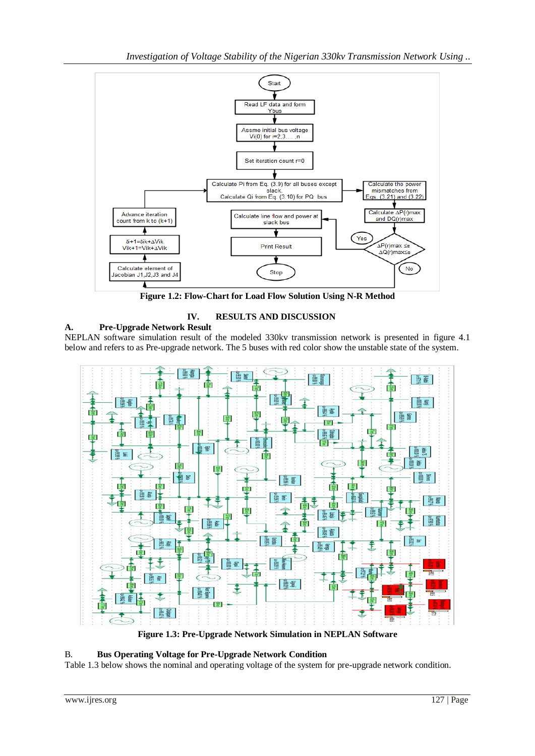Figure 1.2: Flow-Chart for Load Flow Solution Using N-R Method

## IV. RESULTS AND DISCUSSION

### A. Pre-Upgrade Network Result

NEPLAN software simulation result of the modeled 330kv transmission network is presented in figure 4.1 below and refers to as Pre-upgrade network. The 5 buses with red color show the unstable state of the system.

Figure 1.3: Pre-Upgrade Network Simulation in NEPLAN Software

### B. Bus Operating Voltage for Pre-Upgrade Network Condition

Table 1.3 below shows the nominal and operating voltage of the system for pre-upgrade network condition.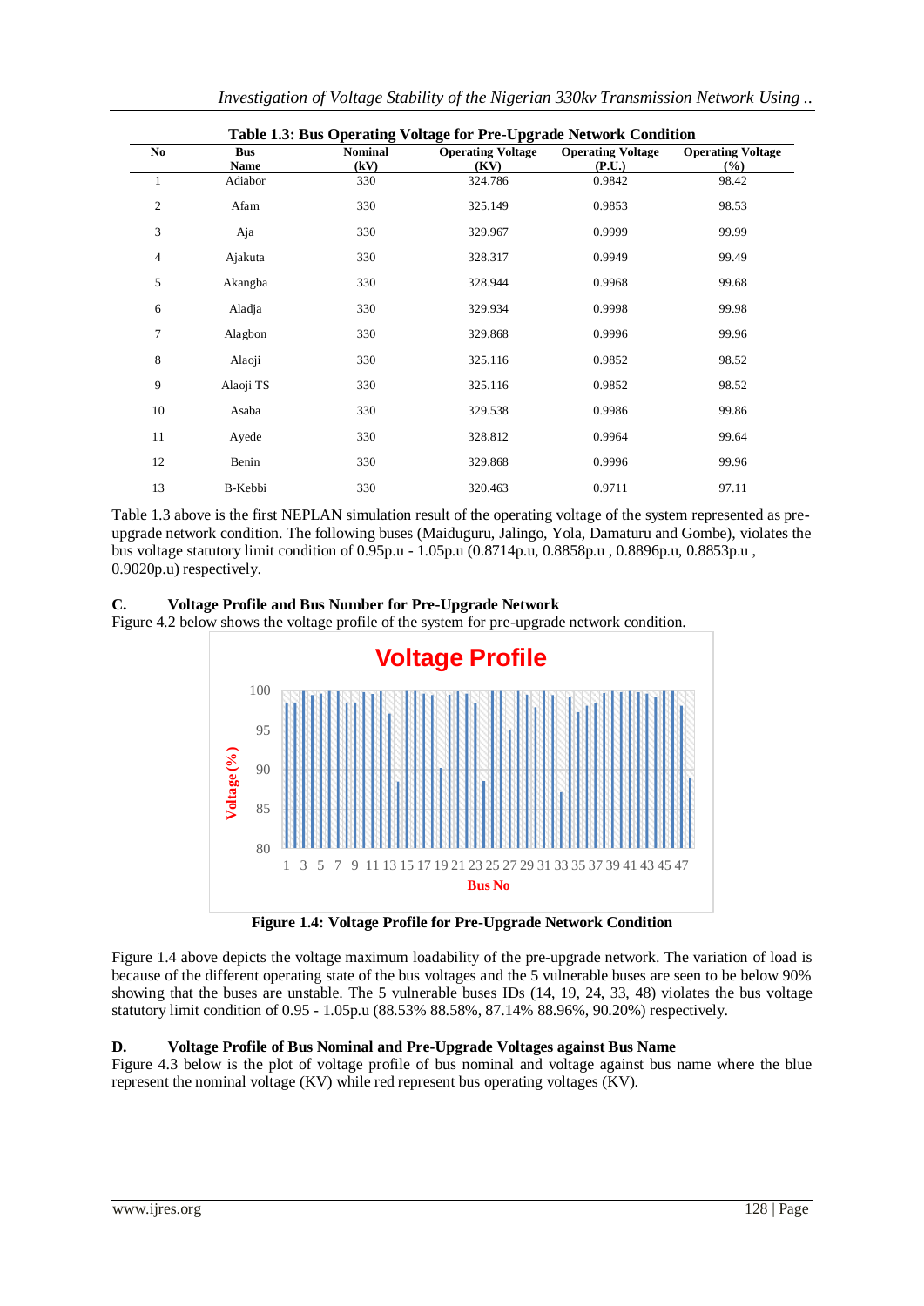**Table 1.3: Bus Operating Voltage for Pre-Upgrade Network Condition**

| No | Bus Name | Nominal (kV) | Operating Voltage (KV) | Operating Voltage (P.U.) | Operating Voltage (%) |
|---|---|---|---|---|---|
| 1 | Adiabor | 330 | 324.786 | 0.9842 | 98.42 |
| 2 | Afam | 330 | 325.149 | 0.9853 | 98.53 |
| 3 | Aja | 330 | 329.967 | 0.9999 | 99.99 |
| 4 | Ajakuta | 330 | 328.317 | 0.9949 | 99.49 |
| 5 | Akangba | 330 | 328.944 | 0.9968 | 99.68 |
| 6 | Aladja | 330 | 329.934 | 0.9998 | 99.98 |
| 7 | Alagbon | 330 | 329.868 | 0.9996 | 99.96 |
| 8 | Alaoji | 330 | 325.116 | 0.9852 | 98.52 |
| 9 | Alaoji TS | 330 | 325.116 | 0.9852 | 98.52 |
| 10 | Asaba | 330 | 329.538 | 0.9986 | 99.86 |
| 11 | Ayede | 330 | 328.812 | 0.9964 | 99.64 |
| 12 | Benin | 330 | 329.868 | 0.9996 | 99.96 |
| 13 | B-Kebbi | 330 | 320.463 | 0.9711 | 97.11 |

Table 1.3 above is the first NEPLAN simulation result of the operating voltage of the system represented as pre-upgrade network condition. The following buses (Maiduguru, Jalingo, Yola, Damaturu and Gombe), violates the bus voltage statutory limit condition of 0.95p.u - 1.05p.u (0.8714p.u, 0.8858p.u , 0.8896p.u, 0.8853p.u , 0.9020p.u) respectively.

### C. Voltage Profile and Bus Number for Pre-Upgrade Network

Figure 4.2 below shows the voltage profile of the system for pre-upgrade network condition.

**Figure 1.4: Voltage Profile for Pre-Upgrade Network Condition**

Figure 1.4 above depicts the voltage maximum loadability of the pre-upgrade network. The variation of load is because of the different operating state of the bus voltages and the 5 vulnerable buses are seen to be below 90% showing that the buses are unstable. The 5 vulnerable buses IDs (14, 19, 24, 33, 48) violates the bus voltage statutory limit condition of 0.95 - 1.05p.u (88.53% 88.58%, 87.14% 88.96%, 90.20%) respectively.

### D. Voltage Profile of Bus Nominal and Pre-Upgrade Voltages against Bus Name

Figure 4.3 below is the plot of voltage profile of bus nominal and voltage against bus name where the blue represent the nominal voltage (KV) while red represent bus operating voltages (KV).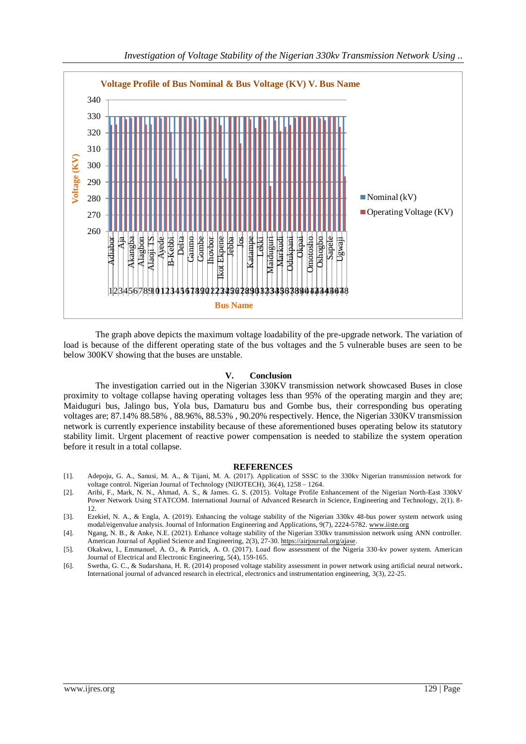Voltage Profile of Bus Nominal & Bus Voltage (KV) V. Bus Name

Voltage (KV)

340
330
320
310
300
290
280
270
260

Nominal (kV)
Operating Voltage (KV)

Adiabor
Aja
Akangba
Alagbon
Alaoji TS
Ayede
B-Kebbi
Delta
Ganmo
Gombe
Ihovbor
Ikot Ekpene
Jebba
Jos
Katampe
Lekki
Maiduguri
Markudi
Odukpani
Okpai
Omotosho
Oshogbo
Sapele
Ugwaji

1 2 3 4 5 6 7 8 9 10 11 12 13 14 15 16 17 18 19 20 21 22 23 24 25 26 27 28 29 30 31 32 33 34 35 36 37 38 39 40 41 42 43 44 45 46 47 48

Bus Name

The graph above depicts the maximum voltage loadability of the pre-upgrade network. The variation of load is because of the different operating state of the bus voltages and the 5 vulnerable buses are seen to be below 300KV showing that the buses are unstable.

## V. Conclusion

The investigation carried out in the Nigerian 330KV transmission network showcased Buses in close proximity to voltage collapse having operating voltages less than 95% of the operating margin and they are; Maiduguri bus, Jalingo bus, Yola bus, Damaturu bus and Gombe bus, their corresponding bus operating voltages are; 87.14% 88.58% , 88.96%, 88.53% , 90.20% respectively. Hence, the Nigerian 330KV transmission network is currently experience instability because of these aforementioned buses operating below its statutory stability limit. Urgent placement of reactive power compensation is needed to stabilize the system operation before it result in a total collapse.

## REFERENCES

[1]. Adepoju, G. A., Sanusi, M. A., & Tijani, M. A. (2017). Application of SSSC to the 330kv Nigerian transmission network for voltage control. Nigerian Journal of Technology (NIJOTECH), 36(4), 1258 – 1264.

[2]. Aribi, F., Mark, N. N., Ahmad, A. S., & James. G. S. (2015). Voltage Profile Enhancement of the Nigerian North-East 330kV Power Network Using STATCOM. International Journal of Advanced Research in Science, Engineering and Technology, 2(1). 8-12.

[3]. Ezekiel, N. A., & Engla, A. (2019). Enhancing the voltage stability of the Nigerian 330kv 48-bus power system network using modal/eigenvalue analysis. Journal of Information Engineering and Applications, 9(7), 2224-5782. www.iiste.org

[4]. Ngang, N. B., & Anke, N.E. (2021). Enhance voltage stability of the Nigerian 330kv transmission network using ANN controller. American Journal of Applied Science and Engineering, 2(3), 27-30. https://airjournal.org/ajase.

[5]. Okakwu, I., Emmanuel, A. O., & Patrick, A. O. (2017). Load flow assessment of the Nigeria 330-kv power system. American Journal of Electrical and Electronic Engineering, 5(4), 159-165.

[6]. Swetha, G. C., & Sudarshana, H. R. (2014) proposed voltage stability assessment in power network using artificial neural network. International journal of advanced research in electrical, electronics and instrumentation engineering, 3(3), 22-25.